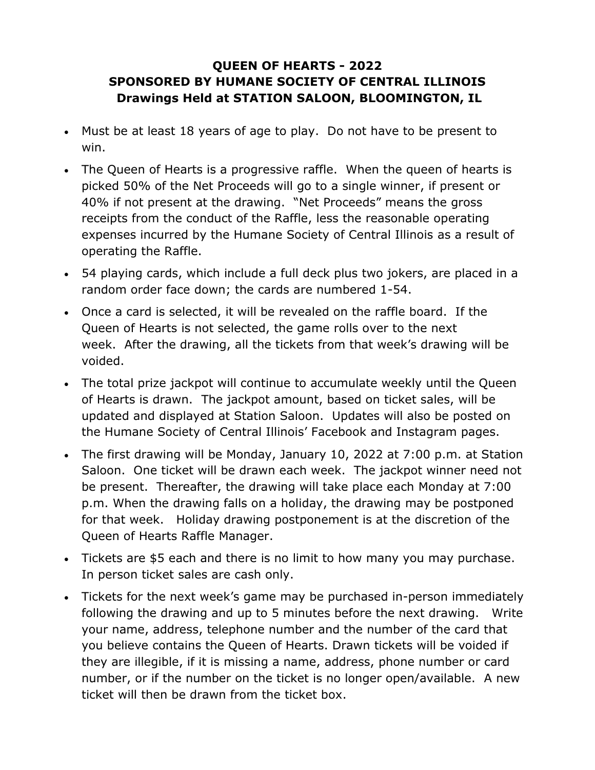# QUEEN OF HEARTS - 2022
# SPONSORED BY HUMANE SOCIETY OF CENTRAL ILLINOIS
# Drawings Held at STATION SALOON, BLOOMINGTON, IL

- Must be at least 18 years of age to play. Do not have to be present to win.
- The Queen of Hearts is a progressive raffle. When the queen of hearts is picked 50% of the Net Proceeds will go to a single winner, if present or 40% if not present at the drawing. "Net Proceeds" means the gross receipts from the conduct of the Raffle, less the reasonable operating expenses incurred by the Humane Society of Central Illinois as a result of operating the Raffle.
- 54 playing cards, which include a full deck plus two jokers, are placed in a random order face down; the cards are numbered 1-54.
- Once a card is selected, it will be revealed on the raffle board. If the Queen of Hearts is not selected, the game rolls over to the next week. After the drawing, all the tickets from that week's drawing will be voided.
- The total prize jackpot will continue to accumulate weekly until the Queen of Hearts is drawn. The jackpot amount, based on ticket sales, will be updated and displayed at Station Saloon. Updates will also be posted on the Humane Society of Central Illinois' Facebook and Instagram pages.
- The first drawing will be Monday, January 10, 2022 at 7:00 p.m. at Station Saloon. One ticket will be drawn each week. The jackpot winner need not be present. Thereafter, the drawing will take place each Monday at 7:00 p.m. When the drawing falls on a holiday, the drawing may be postponed for that week. Holiday drawing postponement is at the discretion of the Queen of Hearts Raffle Manager.
- Tickets are $5 each and there is no limit to how many you may purchase. In person ticket sales are cash only.
- Tickets for the next week's game may be purchased in-person immediately following the drawing and up to 5 minutes before the next drawing. Write your name, address, telephone number and the number of the card that you believe contains the Queen of Hearts. Drawn tickets will be voided if they are illegible, if it is missing a name, address, phone number or card number, or if the number on the ticket is no longer open/available. A new ticket will then be drawn from the ticket box.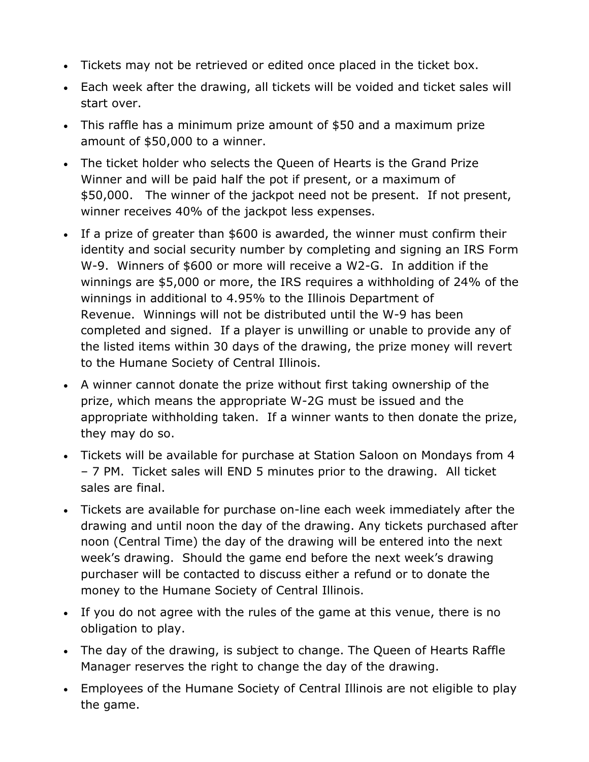- Tickets may not be retrieved or edited once placed in the ticket box.
- Each week after the drawing, all tickets will be voided and ticket sales will start over.
- This raffle has a minimum prize amount of $50 and a maximum prize amount of $50,000 to a winner.
- The ticket holder who selects the Queen of Hearts is the Grand Prize Winner and will be paid half the pot if present, or a maximum of $50,000. The winner of the jackpot need not be present. If not present, winner receives 40% of the jackpot less expenses.
- If a prize of greater than $600 is awarded, the winner must confirm their identity and social security number by completing and signing an IRS Form W-9. Winners of $600 or more will receive a W2-G. In addition if the winnings are $5,000 or more, the IRS requires a withholding of 24% of the winnings in additional to 4.95% to the Illinois Department of Revenue. Winnings will not be distributed until the W-9 has been completed and signed. If a player is unwilling or unable to provide any of the listed items within 30 days of the drawing, the prize money will revert to the Humane Society of Central Illinois.
- A winner cannot donate the prize without first taking ownership of the prize, which means the appropriate W-2G must be issued and the appropriate withholding taken. If a winner wants to then donate the prize, they may do so.
- Tickets will be available for purchase at Station Saloon on Mondays from 4 – 7 PM. Ticket sales will END 5 minutes prior to the drawing. All ticket sales are final.
- Tickets are available for purchase on-line each week immediately after the drawing and until noon the day of the drawing. Any tickets purchased after noon (Central Time) the day of the drawing will be entered into the next week's drawing. Should the game end before the next week's drawing purchaser will be contacted to discuss either a refund or to donate the money to the Humane Society of Central Illinois.
- If you do not agree with the rules of the game at this venue, there is no obligation to play.
- The day of the drawing, is subject to change. The Queen of Hearts Raffle Manager reserves the right to change the day of the drawing.
- Employees of the Humane Society of Central Illinois are not eligible to play the game.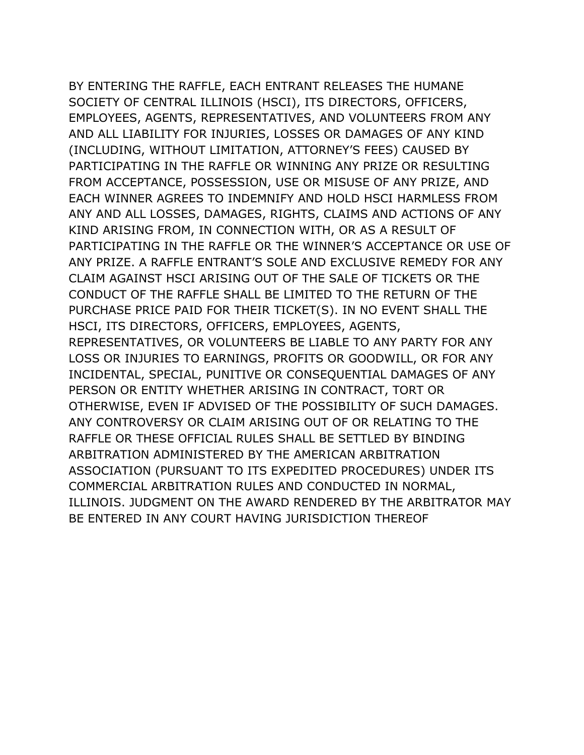BY ENTERING THE RAFFLE, EACH ENTRANT RELEASES THE HUMANE SOCIETY OF CENTRAL ILLINOIS (HSCI), ITS DIRECTORS, OFFICERS, EMPLOYEES, AGENTS, REPRESENTATIVES, AND VOLUNTEERS FROM ANY AND ALL LIABILITY FOR INJURIES, LOSSES OR DAMAGES OF ANY KIND (INCLUDING, WITHOUT LIMITATION, ATTORNEY'S FEES) CAUSED BY PARTICIPATING IN THE RAFFLE OR WINNING ANY PRIZE OR RESULTING FROM ACCEPTANCE, POSSESSION, USE OR MISUSE OF ANY PRIZE, AND EACH WINNER AGREES TO INDEMNIFY AND HOLD HSCI HARMLESS FROM ANY AND ALL LOSSES, DAMAGES, RIGHTS, CLAIMS AND ACTIONS OF ANY KIND ARISING FROM, IN CONNECTION WITH, OR AS A RESULT OF PARTICIPATING IN THE RAFFLE OR THE WINNER'S ACCEPTANCE OR USE OF ANY PRIZE. A RAFFLE ENTRANT'S SOLE AND EXCLUSIVE REMEDY FOR ANY CLAIM AGAINST HSCI ARISING OUT OF THE SALE OF TICKETS OR THE CONDUCT OF THE RAFFLE SHALL BE LIMITED TO THE RETURN OF THE PURCHASE PRICE PAID FOR THEIR TICKET(S). IN NO EVENT SHALL THE HSCI, ITS DIRECTORS, OFFICERS, EMPLOYEES, AGENTS, REPRESENTATIVES, OR VOLUNTEERS BE LIABLE TO ANY PARTY FOR ANY LOSS OR INJURIES TO EARNINGS, PROFITS OR GOODWILL, OR FOR ANY INCIDENTAL, SPECIAL, PUNITIVE OR CONSEQUENTIAL DAMAGES OF ANY PERSON OR ENTITY WHETHER ARISING IN CONTRACT, TORT OR OTHERWISE, EVEN IF ADVISED OF THE POSSIBILITY OF SUCH DAMAGES. ANY CONTROVERSY OR CLAIM ARISING OUT OF OR RELATING TO THE RAFFLE OR THESE OFFICIAL RULES SHALL BE SETTLED BY BINDING ARBITRATION ADMINISTERED BY THE AMERICAN ARBITRATION ASSOCIATION (PURSUANT TO ITS EXPEDITED PROCEDURES) UNDER ITS COMMERCIAL ARBITRATION RULES AND CONDUCTED IN NORMAL, ILLINOIS. JUDGMENT ON THE AWARD RENDERED BY THE ARBITRATOR MAY BE ENTERED IN ANY COURT HAVING JURISDICTION THEREOF